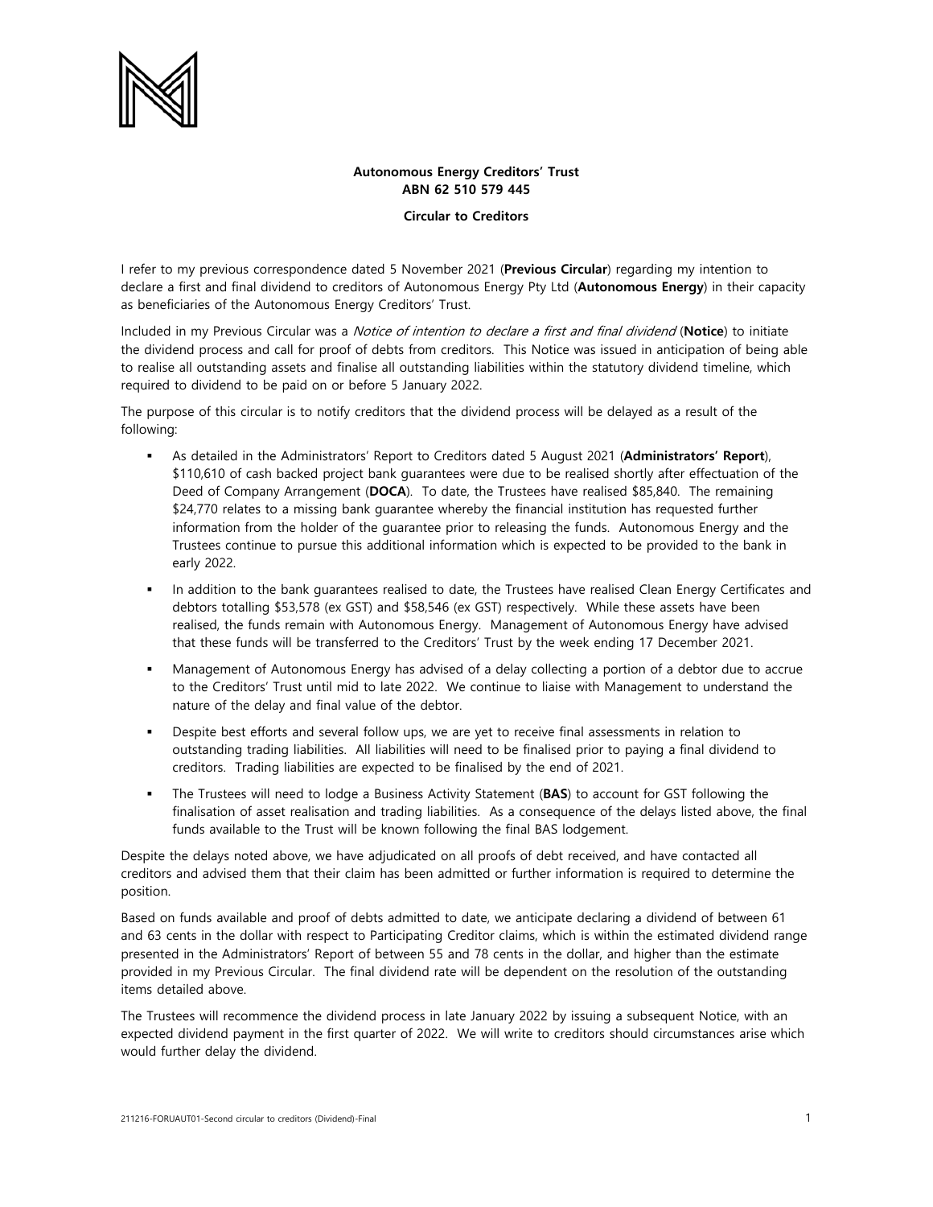**Autonomous Energy Creditors' Trust**
**ABN 62 510 579 445**

**Circular to Creditors**

I refer to my previous correspondence dated 5 November 2021 (**Previous Circular**) regarding my intention to declare a first and final dividend to creditors of Autonomous Energy Pty Ltd (**Autonomous Energy**) in their capacity as beneficiaries of the Autonomous Energy Creditors' Trust.

Included in my Previous Circular was a *Notice of intention to declare a first and final dividend* (**Notice**) to initiate the dividend process and call for proof of debts from creditors. This Notice was issued in anticipation of being able to realise all outstanding assets and finalise all outstanding liabilities within the statutory dividend timeline, which required to dividend to be paid on or before 5 January 2022.

The purpose of this circular is to notify creditors that the dividend process will be delayed as a result of the following:

- As detailed in the Administrators' Report to Creditors dated 5 August 2021 (**Administrators' Report**), $110,610 of cash backed project bank guarantees were due to be realised shortly after effectuation of the Deed of Company Arrangement (**DOCA**). To date, the Trustees have realised $85,840. The remaining $24,770 relates to a missing bank guarantee whereby the financial institution has requested further information from the holder of the guarantee prior to releasing the funds. Autonomous Energy and the Trustees continue to pursue this additional information which is expected to be provided to the bank in early 2022.
- In addition to the bank guarantees realised to date, the Trustees have realised Clean Energy Certificates and debtors totalling $53,578 (ex GST) and $58,546 (ex GST) respectively. While these assets have been realised, the funds remain with Autonomous Energy. Management of Autonomous Energy have advised that these funds will be transferred to the Creditors' Trust by the week ending 17 December 2021.
- Management of Autonomous Energy has advised of a delay collecting a portion of a debtor due to accrue to the Creditors' Trust until mid to late 2022. We continue to liaise with Management to understand the nature of the delay and final value of the debtor.
- Despite best efforts and several follow ups, we are yet to receive final assessments in relation to outstanding trading liabilities. All liabilities will need to be finalised prior to paying a final dividend to creditors. Trading liabilities are expected to be finalised by the end of 2021.
- The Trustees will need to lodge a Business Activity Statement (**BAS**) to account for GST following the finalisation of asset realisation and trading liabilities. As a consequence of the delays listed above, the final funds available to the Trust will be known following the final BAS lodgement.

Despite the delays noted above, we have adjudicated on all proofs of debt received, and have contacted all creditors and advised them that their claim has been admitted or further information is required to determine the position.

Based on funds available and proof of debts admitted to date, we anticipate declaring a dividend of between 61 and 63 cents in the dollar with respect to Participating Creditor claims, which is within the estimated dividend range presented in the Administrators' Report of between 55 and 78 cents in the dollar, and higher than the estimate provided in my Previous Circular. The final dividend rate will be dependent on the resolution of the outstanding items detailed above.

The Trustees will recommence the dividend process in late January 2022 by issuing a subsequent Notice, with an expected dividend payment in the first quarter of 2022. We will write to creditors should circumstances arise which would further delay the dividend.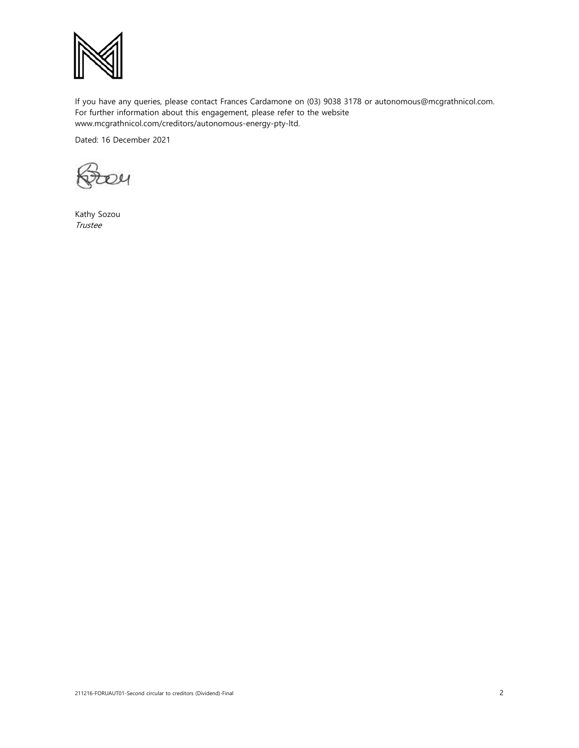If you have any queries, please contact Frances Cardamone on (03) 9038 3178 or autonomous@mcgrathnicol.com. For further information about this engagement, please refer to the website www.mcgrathnicol.com/creditors/autonomous-energy-pty-ltd.

Dated: 16 December 2021

Kathy Sozou
*Trustee*